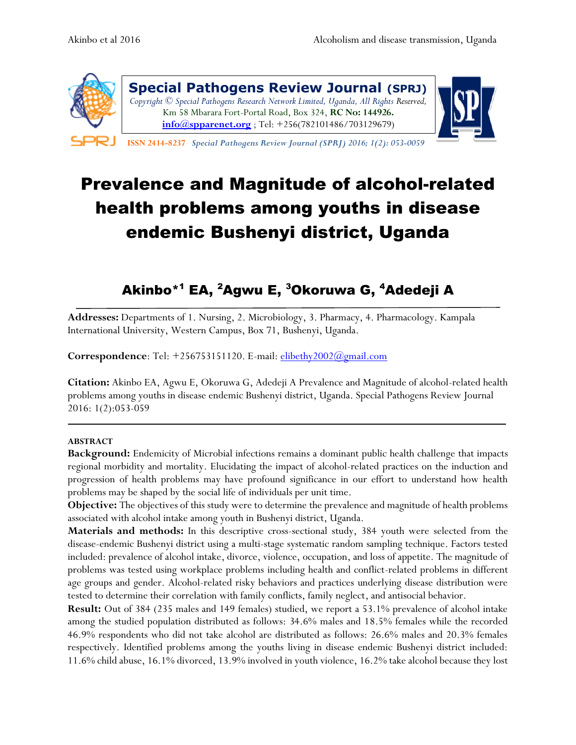Special Pathogens Review Journal (SPRJ)

*Copyright © Special Pathogens Research Network Limited, Uganda, All Rights Reserved,*
Km 58 Mbarara Fort-Portal Road, Box 324, **RC No: 144926.**
**info@spparenet.org** ; Tel: +256(782101486/703129679)

ISSN 2414-8237 *Special Pathogens Review Journal (SPRJ) 2016; 1(2): 053-0059*

# Prevalence and Magnitude of alcohol-related health problems among youths in disease endemic Bushenyi district, Uganda

## Akinbo*[1] EA, [2]Agwu E, [3]Okoruwa G, [4]Adedeji A

**Addresses:** Departments of 1. Nursing, 2. Microbiology, 3. Pharmacy, 4. Pharmacology. Kampala International University, Western Campus, Box 71, Bushenyi, Uganda.

**Correspondence**: Tel: +256753151120. E-mail: elibethy2002@gmail.com

**Citation:** Akinbo EA, Agwu E, Okoruwa G, Adedeji A Prevalence and Magnitude of alcohol-related health problems among youths in disease endemic Bushenyi district, Uganda. Special Pathogens Review Journal 2016: 1(2):053-059

---

**ABSTRACT**

**Background:** Endemicity of Microbial infections remains a dominant public health challenge that impacts regional morbidity and mortality. Elucidating the impact of alcohol-related practices on the induction and progression of health problems may have profound significance in our effort to understand how health problems may be shaped by the social life of individuals per unit time.

**Objective:** The objectives of this study were to determine the prevalence and magnitude of health problems associated with alcohol intake among youth in Bushenyi district, Uganda.

**Materials and methods:** In this descriptive cross-sectional study, 384 youth were selected from the disease-endemic Bushenyi district using a multi-stage systematic random sampling technique. Factors tested included: prevalence of alcohol intake, divorce, violence, occupation, and loss of appetite. The magnitude of problems was tested using workplace problems including health and conflict-related problems in different age groups and gender. Alcohol-related risky behaviors and practices underlying disease distribution were tested to determine their correlation with family conflicts, family neglect, and antisocial behavior.

**Result:** Out of 384 (235 males and 149 females) studied, we report a 53.1% prevalence of alcohol intake among the studied population distributed as follows: 34.6% males and 18.5% females while the recorded 46.9% respondents who did not take alcohol are distributed as follows: 26.6% males and 20.3% females respectively. Identified problems among the youths living in disease endemic Bushenyi district included: 11.6% child abuse, 16.1% divorced, 13.9% involved in youth violence, 16.2% take alcohol because they lost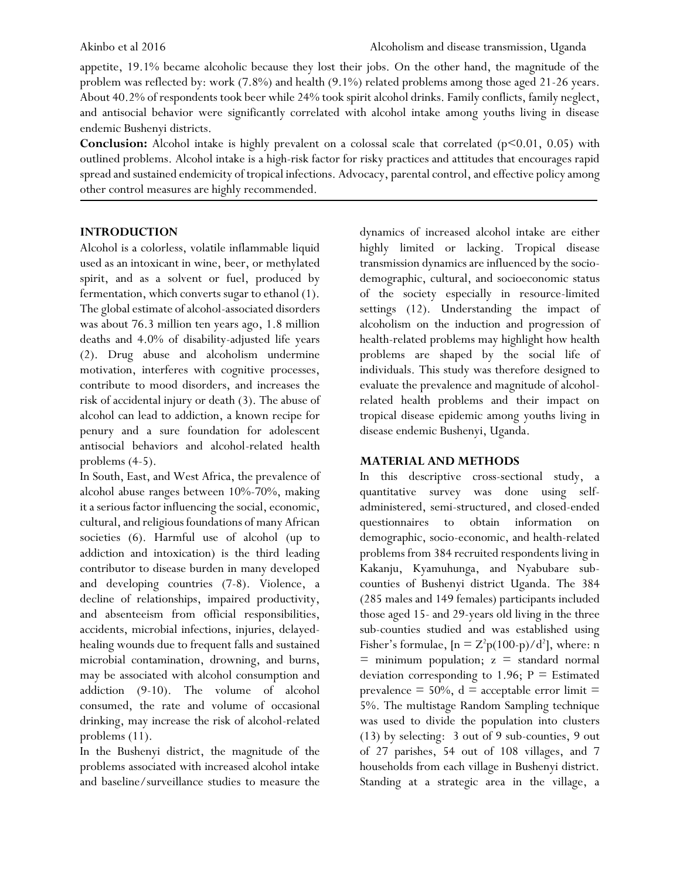appetite, 19.1% became alcoholic because they lost their jobs. On the other hand, the magnitude of the problem was reflected by: work (7.8%) and health (9.1%) related problems among those aged 21-26 years. About 40.2% of respondents took beer while 24% took spirit alcohol drinks. Family conflicts, family neglect, and antisocial behavior were significantly correlated with alcohol intake among youths living in disease endemic Bushenyi districts.

**Conclusion:** Alcohol intake is highly prevalent on a colossal scale that correlated ($p<0.01$, 0.05) with outlined problems. Alcohol intake is a high-risk factor for risky practices and attitudes that encourages rapid spread and sustained endemicity of tropical infections. Advocacy, parental control, and effective policy among other control measures are highly recommended.

## INTRODUCTION

Alcohol is a colorless, volatile inflammable liquid used as an intoxicant in wine, beer, or methylated spirit, and as a solvent or fuel, produced by fermentation, which converts sugar to ethanol (1). The global estimate of alcohol-associated disorders was about 76.3 million ten years ago, 1.8 million deaths and 4.0% of disability-adjusted life years (2). Drug abuse and alcoholism undermine motivation, interferes with cognitive processes, contribute to mood disorders, and increases the risk of accidental injury or death (3). The abuse of alcohol can lead to addiction, a known recipe for penury and a sure foundation for adolescent antisocial behaviors and alcohol-related health problems (4-5).

In South, East, and West Africa, the prevalence of alcohol abuse ranges between 10%-70%, making it a serious factor influencing the social, economic, cultural, and religious foundations of many African societies (6). Harmful use of alcohol (up to addiction and intoxication) is the third leading contributor to disease burden in many developed and developing countries (7-8). Violence, a decline of relationships, impaired productivity, and absenteeism from official responsibilities, accidents, microbial infections, injuries, delayed-healing wounds due to frequent falls and sustained microbial contamination, drowning, and burns, may be associated with alcohol consumption and addiction (9-10). The volume of alcohol consumed, the rate and volume of occasional drinking, may increase the risk of alcohol-related problems (11).

In the Bushenyi district, the magnitude of the problems associated with increased alcohol intake and baseline/surveillance studies to measure the dynamics of increased alcohol intake are either highly limited or lacking. Tropical disease transmission dynamics are influenced by the socio-demographic, cultural, and socioeconomic status of the society especially in resource-limited settings (12). Understanding the impact of alcoholism on the induction and progression of health-related problems may highlight how health problems are shaped by the social life of individuals. This study was therefore designed to evaluate the prevalence and magnitude of alcohol-related health problems and their impact on tropical disease epidemic among youths living in disease endemic Bushenyi, Uganda.

## MATERIAL AND METHODS

In this descriptive cross-sectional study, a quantitative survey was done using self-administered, semi-structured, and closed-ended questionnaires to obtain information on demographic, socio-economic, and health-related problems from 384 recruited respondents living in Kakanju, Kyamuhunga, and Nyabubare sub-counties of Bushenyi district Uganda. The 384 (285 males and 149 females) participants included those aged 15- and 29-years old living in the three sub-counties studied and was established using Fisher's formulae, [$n = Z^2p(100\text{-}p)/d^2$], where: n = minimum population; z = standard normal deviation corresponding to 1.96; P = Estimated prevalence = 50%, d = acceptable error limit = 5%. The multistage Random Sampling technique was used to divide the population into clusters (13) by selecting: 3 out of 9 sub-counties, 9 out of 27 parishes, 54 out of 108 villages, and 7 households from each village in Bushenyi district. Standing at a strategic area in the village, a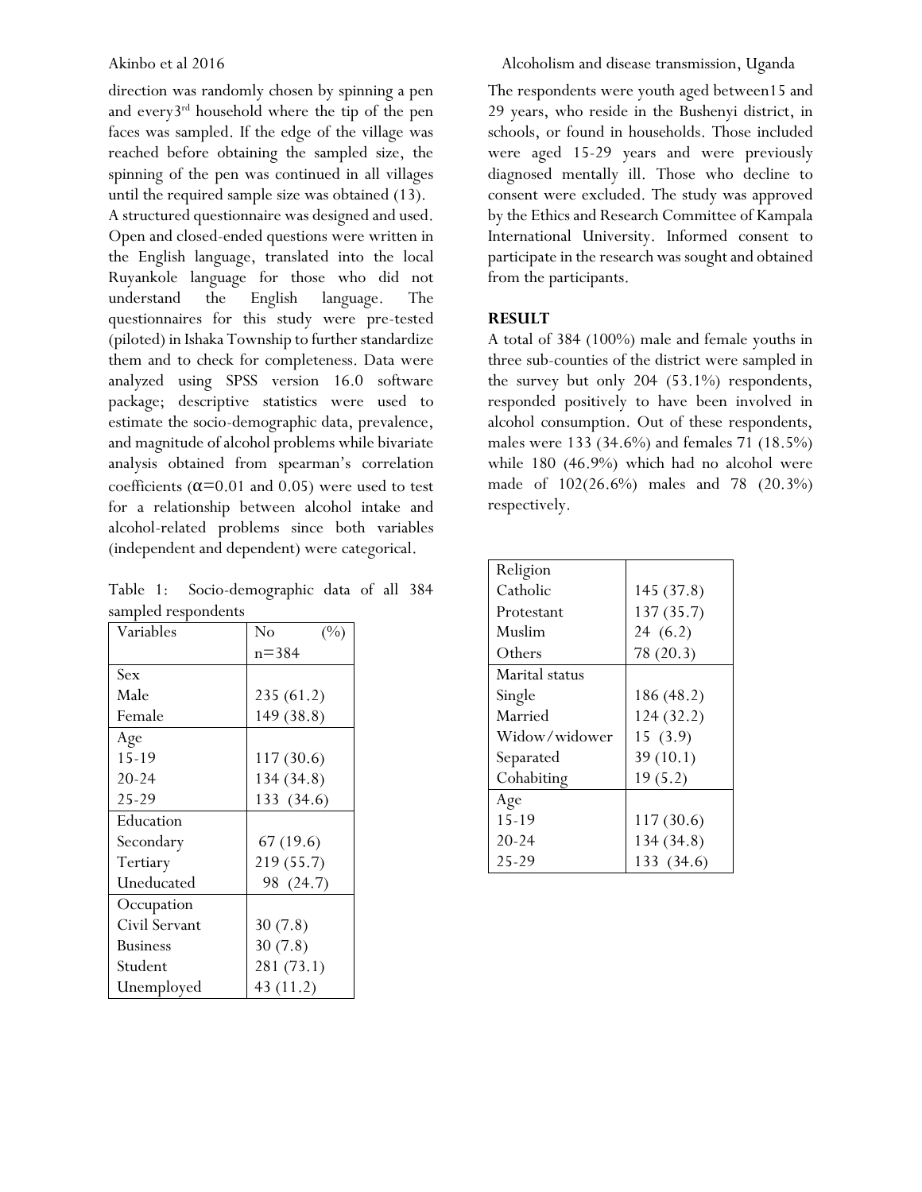direction was randomly chosen by spinning a pen and every3rd household where the tip of the pen faces was sampled. If the edge of the village was reached before obtaining the sampled size, the spinning of the pen was continued in all villages until the required sample size was obtained (13).

A structured questionnaire was designed and used. Open and closed-ended questions were written in the English language, translated into the local Ruyankole language for those who did not understand the English language. The questionnaires for this study were pre-tested (piloted) in Ishaka Township to further standardize them and to check for completeness. Data were analyzed using SPSS version 16.0 software package; descriptive statistics were used to estimate the socio-demographic data, prevalence, and magnitude of alcohol problems while bivariate analysis obtained from spearman's correlation coefficients ($\alpha$=0.01 and 0.05) were used to test for a relationship between alcohol intake and alcohol-related problems since both variables (independent and dependent) were categorical.

Table 1: Socio-demographic data of all 384 sampled respondents

| Variables | No (%) n=384 |
|---|---|
| Sex | |
| Male | 235 (61.2) |
| Female | 149 (38.8) |
| Age | |
| 15-19 | 117 (30.6) |
| 20-24 | 134 (34.8) |
| 25-29 | 133 (34.6) |
| Education | |
| Secondary | 67 (19.6) |
| Tertiary | 219 (55.7) |
| Uneducated | 98 (24.7) |
| Occupation | |
| Civil Servant | 30 (7.8) |
| Business | 30 (7.8) |
| Student | 281 (73.1) |
| Unemployed | 43 (11.2) |
| Religion | |
| Catholic | 145 (37.8) |
| Protestant | 137 (35.7) |
| Muslim | 24 (6.2) |
| Others | 78 (20.3) |
| Marital status | |
| Single | 186 (48.2) |
| Married | 124 (32.2) |
| Widow/widower | 15 (3.9) |
| Separated | 39 (10.1) |
| Cohabiting | 19 (5.2) |
| Age | |
| 15-19 | 117 (30.6) |
| 20-24 | 134 (34.8) |
| 25-29 | 133 (34.6) |

The respondents were youth aged between15 and 29 years, who reside in the Bushenyi district, in schools, or found in households. Those included were aged 15-29 years and were previously diagnosed mentally ill. Those who decline to consent were excluded. The study was approved by the Ethics and Research Committee of Kampala International University. Informed consent to participate in the research was sought and obtained from the participants.

## RESULT

A total of 384 (100%) male and female youths in three sub-counties of the district were sampled in the survey but only 204 (53.1%) respondents, responded positively to have been involved in alcohol consumption. Out of these respondents, males were 133 (34.6%) and females 71 (18.5%) while 180 (46.9%) which had no alcohol were made of 102(26.6%) males and 78 (20.3%) respectively.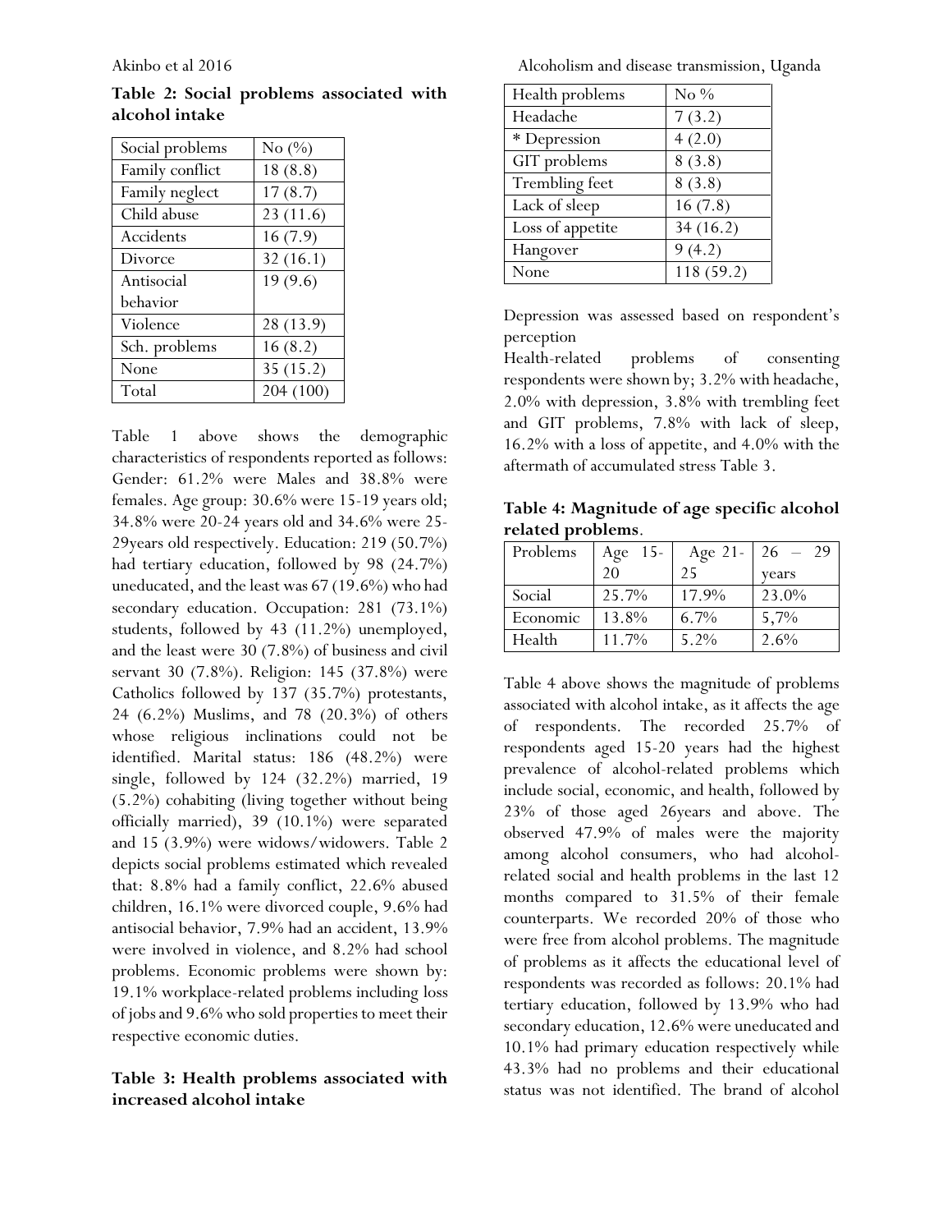**Table 2: Social problems associated with alcohol intake**

| Social problems | No (%) |
|---|---|
| Family conflict | 18 (8.8) |
| Family neglect | 17 (8.7) |
| Child abuse | 23 (11.6) |
| Accidents | 16 (7.9) |
| Divorce | 32 (16.1) |
| Antisocial behavior | 19 (9.6) |
| Violence | 28 (13.9) |
| Sch. problems | 16 (8.2) |
| None | 35 (15.2) |
| Total | 204 (100) |

Table 1 above shows the demographic characteristics of respondents reported as follows: Gender: 61.2% were Males and 38.8% were females. Age group: 30.6% were 15-19 years old; 34.8% were 20-24 years old and 34.6% were 25-29years old respectively. Education: 219 (50.7%) had tertiary education, followed by 98 (24.7%) uneducated, and the least was 67 (19.6%) who had secondary education. Occupation: 281 (73.1%) students, followed by 43 (11.2%) unemployed, and the least were 30 (7.8%) of business and civil servant 30 (7.8%). Religion: 145 (37.8%) were Catholics followed by 137 (35.7%) protestants, 24 (6.2%) Muslims, and 78 (20.3%) of others whose religious inclinations could not be identified. Marital status: 186 (48.2%) were single, followed by 124 (32.2%) married, 19 (5.2%) cohabiting (living together without being officially married), 39 (10.1%) were separated and 15 (3.9%) were widows/widowers. Table 2 depicts social problems estimated which revealed that: 8.8% had a family conflict, 22.6% abused children, 16.1% were divorced couple, 9.6% had antisocial behavior, 7.9% had an accident, 13.9% were involved in violence, and 8.2% had school problems. Economic problems were shown by: 19.1% workplace-related problems including loss of jobs and 9.6% who sold properties to meet their respective economic duties.

**Table 3: Health problems associated with increased alcohol intake**

| Health problems | No % |
|---|---|
| Headache | 7 (3.2) |
| * Depression | 4 (2.0) |
| GIT problems | 8 (3.8) |
| Trembling feet | 8 (3.8) |
| Lack of sleep | 16 (7.8) |
| Loss of appetite | 34 (16.2) |
| Hangover | 9 (4.2) |
| None | 118 (59.2) |

Depression was assessed based on respondent's perception

Health-related problems of consenting respondents were shown by; 3.2% with headache, 2.0% with depression, 3.8% with trembling feet and GIT problems, 7.8% with lack of sleep, 16.2% with a loss of appetite, and 4.0% with the aftermath of accumulated stress Table 3.

**Table 4: Magnitude of age specific alcohol related problems**.

| Problems | Age 15-20 | Age 21-25 | 26 – 29 years |
|---|---|---|---|
| Social | 25.7% | 17.9% | 23.0% |
| Economic | 13.8% | 6.7% | 5,7% |
| Health | 11.7% | 5.2% | 2.6% |

Table 4 above shows the magnitude of problems associated with alcohol intake, as it affects the age of respondents. The recorded 25.7% of respondents aged 15-20 years had the highest prevalence of alcohol-related problems which include social, economic, and health, followed by 23% of those aged 26years and above. The observed 47.9% of males were the majority among alcohol consumers, who had alcohol-related social and health problems in the last 12 months compared to 31.5% of their female counterparts. We recorded 20% of those who were free from alcohol problems. The magnitude of problems as it affects the educational level of respondents was recorded as follows: 20.1% had tertiary education, followed by 13.9% who had secondary education, 12.6% were uneducated and 10.1% had primary education respectively while 43.3% had no problems and their educational status was not identified. The brand of alcohol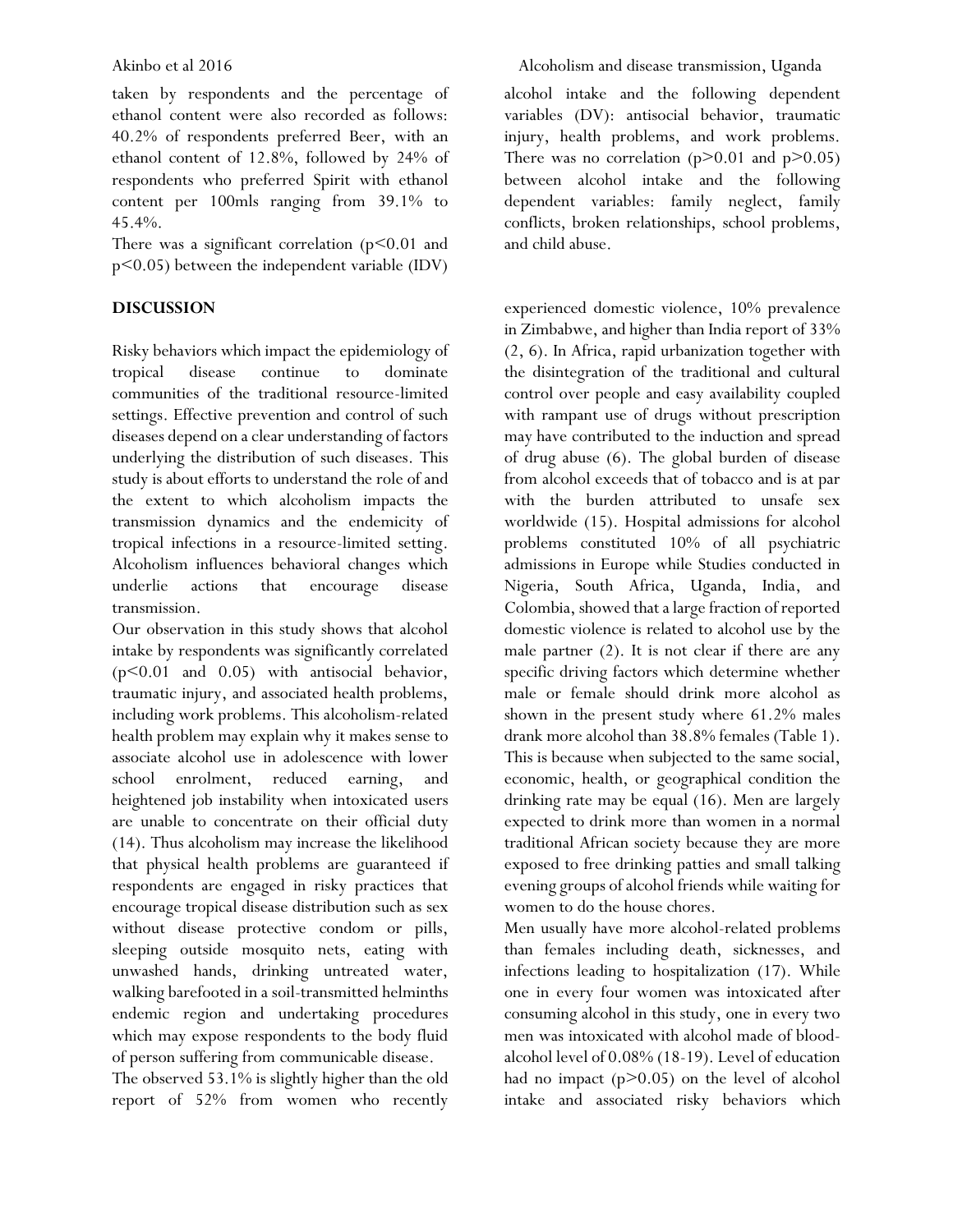taken by respondents and the percentage of ethanol content were also recorded as follows: 40.2% of respondents preferred Beer, with an ethanol content of 12.8%, followed by 24% of respondents who preferred Spirit with ethanol content per 100mls ranging from 39.1% to 45.4%.

There was a significant correlation ($p<0.01$ and $p<0.05$) between the independent variable (IDV) alcohol intake and the following dependent variables (DV): antisocial behavior, traumatic injury, health problems, and work problems. There was no correlation ($p>0.01$ and $p>0.05$) between alcohol intake and the following dependent variables: family neglect, family conflicts, broken relationships, school problems, and child abuse.

## DISCUSSION

Risky behaviors which impact the epidemiology of tropical disease continue to dominate communities of the traditional resource-limited settings. Effective prevention and control of such diseases depend on a clear understanding of factors underlying the distribution of such diseases. This study is about efforts to understand the role of and the extent to which alcoholism impacts the transmission dynamics and the endemicity of tropical infections in a resource-limited setting. Alcoholism influences behavioral changes which underlie actions that encourage disease transmission.

Our observation in this study shows that alcohol intake by respondents was significantly correlated ($p<0.01$ and 0.05) with antisocial behavior, traumatic injury, and associated health problems, including work problems. This alcoholism-related health problem may explain why it makes sense to associate alcohol use in adolescence with lower school enrolment, reduced earning, and heightened job instability when intoxicated users are unable to concentrate on their official duty (14). Thus alcoholism may increase the likelihood that physical health problems are guaranteed if respondents are engaged in risky practices that encourage tropical disease distribution such as sex without disease protective condom or pills, sleeping outside mosquito nets, eating with unwashed hands, drinking untreated water, walking barefooted in a soil-transmitted helminths endemic region and undertaking procedures which may expose respondents to the body fluid of person suffering from communicable disease.

The observed 53.1% is slightly higher than the old report of 52% from women who recently experienced domestic violence, 10% prevalence in Zimbabwe, and higher than India report of 33% (2, 6). In Africa, rapid urbanization together with the disintegration of the traditional and cultural control over people and easy availability coupled with rampant use of drugs without prescription may have contributed to the induction and spread of drug abuse (6). The global burden of disease from alcohol exceeds that of tobacco and is at par with the burden attributed to unsafe sex worldwide (15). Hospital admissions for alcohol problems constituted 10% of all psychiatric admissions in Europe while Studies conducted in Nigeria, South Africa, Uganda, India, and Colombia, showed that a large fraction of reported domestic violence is related to alcohol use by the male partner (2). It is not clear if there are any specific driving factors which determine whether male or female should drink more alcohol as shown in the present study where 61.2% males drank more alcohol than 38.8% females (Table 1). This is because when subjected to the same social, economic, health, or geographical condition the drinking rate may be equal (16). Men are largely expected to drink more than women in a normal traditional African society because they are more exposed to free drinking patties and small talking evening groups of alcohol friends while waiting for women to do the house chores.

Men usually have more alcohol-related problems than females including death, sicknesses, and infections leading to hospitalization (17). While one in every four women was intoxicated after consuming alcohol in this study, one in every two men was intoxicated with alcohol made of blood-alcohol level of 0.08% (18-19). Level of education had no impact ($p>0.05$) on the level of alcohol intake and associated risky behaviors which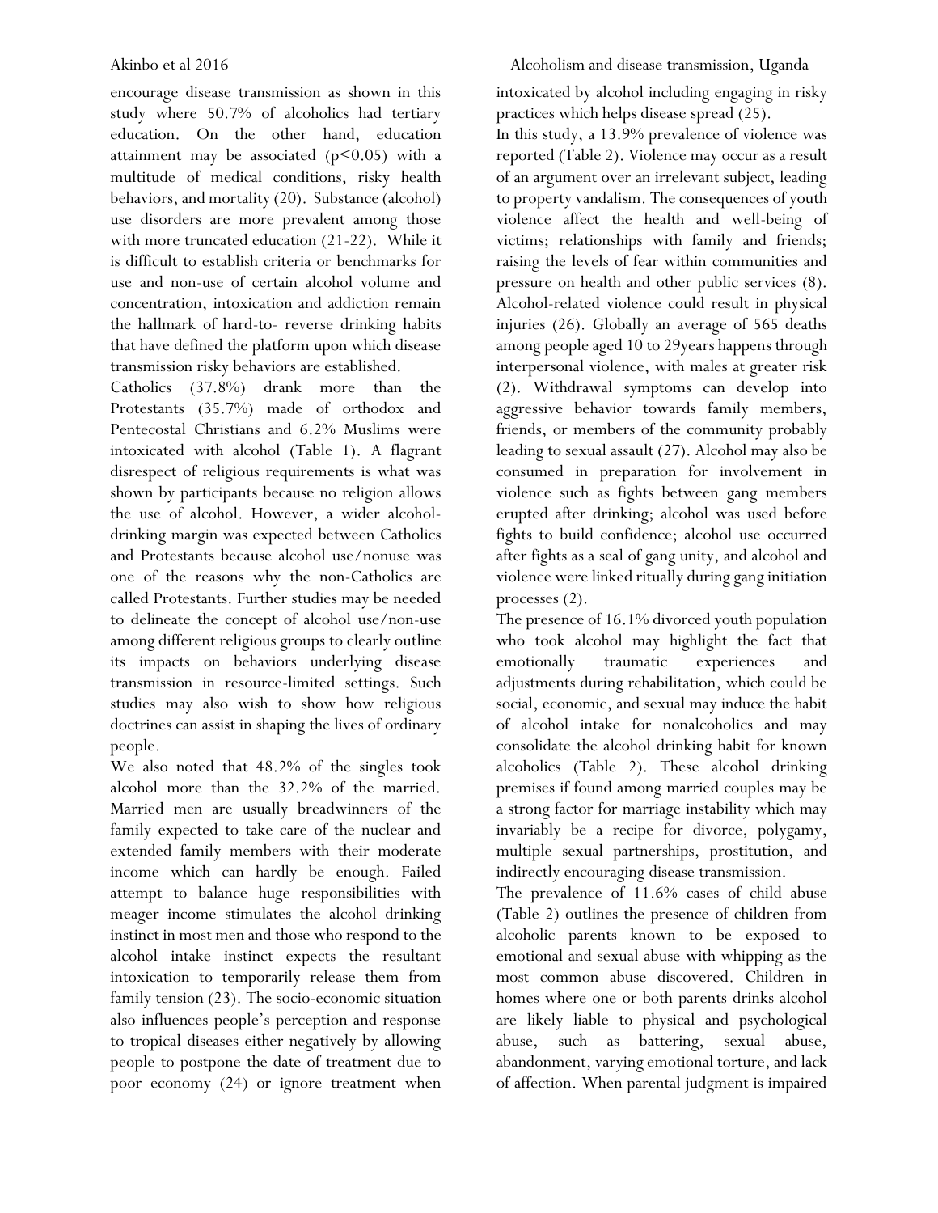encourage disease transmission as shown in this study where 50.7% of alcoholics had tertiary education. On the other hand, education attainment may be associated ($p<0.05$) with a multitude of medical conditions, risky health behaviors, and mortality (20). Substance (alcohol) use disorders are more prevalent among those with more truncated education (21-22). While it is difficult to establish criteria or benchmarks for use and non-use of certain alcohol volume and concentration, intoxication and addiction remain the hallmark of hard-to- reverse drinking habits that have defined the platform upon which disease transmission risky behaviors are established.

Catholics (37.8%) drank more than the Protestants (35.7%) made of orthodox and Pentecostal Christians and 6.2% Muslims were intoxicated with alcohol (Table 1). A flagrant disrespect of religious requirements is what was shown by participants because no religion allows the use of alcohol. However, a wider alcohol-drinking margin was expected between Catholics and Protestants because alcohol use/nonuse was one of the reasons why the non-Catholics are called Protestants. Further studies may be needed to delineate the concept of alcohol use/non-use among different religious groups to clearly outline its impacts on behaviors underlying disease transmission in resource-limited settings. Such studies may also wish to show how religious doctrines can assist in shaping the lives of ordinary people.

We also noted that 48.2% of the singles took alcohol more than the 32.2% of the married. Married men are usually breadwinners of the family expected to take care of the nuclear and extended family members with their moderate income which can hardly be enough. Failed attempt to balance huge responsibilities with meager income stimulates the alcohol drinking instinct in most men and those who respond to the alcohol intake instinct expects the resultant intoxication to temporarily release them from family tension (23). The socio-economic situation also influences people's perception and response to tropical diseases either negatively by allowing people to postpone the date of treatment due to poor economy (24) or ignore treatment when intoxicated by alcohol including engaging in risky practices which helps disease spread (25).

In this study, a 13.9% prevalence of violence was reported (Table 2). Violence may occur as a result of an argument over an irrelevant subject, leading to property vandalism. The consequences of youth violence affect the health and well-being of victims; relationships with family and friends; raising the levels of fear within communities and pressure on health and other public services (8). Alcohol-related violence could result in physical injuries (26). Globally an average of 565 deaths among people aged 10 to 29years happens through interpersonal violence, with males at greater risk (2). Withdrawal symptoms can develop into aggressive behavior towards family members, friends, or members of the community probably leading to sexual assault (27). Alcohol may also be consumed in preparation for involvement in violence such as fights between gang members erupted after drinking; alcohol was used before fights to build confidence; alcohol use occurred after fights as a seal of gang unity, and alcohol and violence were linked ritually during gang initiation processes (2).

The presence of 16.1% divorced youth population who took alcohol may highlight the fact that emotionally traumatic experiences and adjustments during rehabilitation, which could be social, economic, and sexual may induce the habit of alcohol intake for nonalcoholics and may consolidate the alcohol drinking habit for known alcoholics (Table 2). These alcohol drinking premises if found among married couples may be a strong factor for marriage instability which may invariably be a recipe for divorce, polygamy, multiple sexual partnerships, prostitution, and indirectly encouraging disease transmission.

The prevalence of 11.6% cases of child abuse (Table 2) outlines the presence of children from alcoholic parents known to be exposed to emotional and sexual abuse with whipping as the most common abuse discovered. Children in homes where one or both parents drinks alcohol are likely liable to physical and psychological abuse, such as battering, sexual abuse, abandonment, varying emotional torture, and lack of affection. When parental judgment is impaired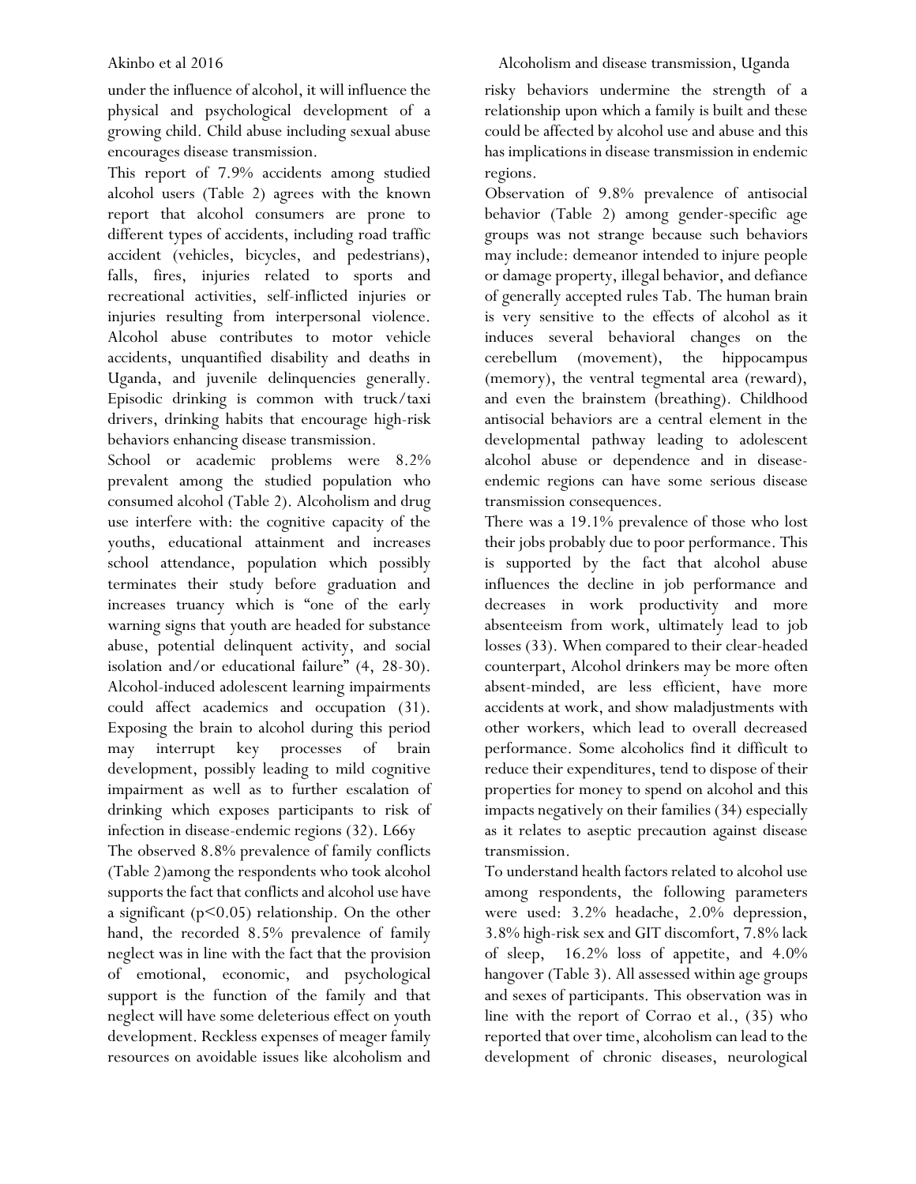under the influence of alcohol, it will influence the physical and psychological development of a growing child. Child abuse including sexual abuse encourages disease transmission.

This report of 7.9% accidents among studied alcohol users (Table 2) agrees with the known report that alcohol consumers are prone to different types of accidents, including road traffic accident (vehicles, bicycles, and pedestrians), falls, fires, injuries related to sports and recreational activities, self-inflicted injuries or injuries resulting from interpersonal violence. Alcohol abuse contributes to motor vehicle accidents, unquantified disability and deaths in Uganda, and juvenile delinquencies generally. Episodic drinking is common with truck/taxi drivers, drinking habits that encourage high-risk behaviors enhancing disease transmission.

School or academic problems were 8.2% prevalent among the studied population who consumed alcohol (Table 2). Alcoholism and drug use interfere with: the cognitive capacity of the youths, educational attainment and increases school attendance, population which possibly terminates their study before graduation and increases truancy which is "one of the early warning signs that youth are headed for substance abuse, potential delinquent activity, and social isolation and/or educational failure" (4, 28-30). Alcohol-induced adolescent learning impairments could affect academics and occupation (31). Exposing the brain to alcohol during this period may interrupt key processes of brain development, possibly leading to mild cognitive impairment as well as to further escalation of drinking which exposes participants to risk of infection in disease-endemic regions (32). L66y

The observed 8.8% prevalence of family conflicts (Table 2)among the respondents who took alcohol supports the fact that conflicts and alcohol use have a significant ($p<0.05$) relationship. On the other hand, the recorded 8.5% prevalence of family neglect was in line with the fact that the provision of emotional, economic, and psychological support is the function of the family and that neglect will have some deleterious effect on youth development. Reckless expenses of meager family resources on avoidable issues like alcoholism and risky behaviors undermine the strength of a relationship upon which a family is built and these could be affected by alcohol use and abuse and this has implications in disease transmission in endemic regions.

Observation of 9.8% prevalence of antisocial behavior (Table 2) among gender-specific age groups was not strange because such behaviors may include: demeanor intended to injure people or damage property, illegal behavior, and defiance of generally accepted rules Tab. The human brain is very sensitive to the effects of alcohol as it induces several behavioral changes on the cerebellum (movement), the hippocampus (memory), the ventral tegmental area (reward), and even the brainstem (breathing). Childhood antisocial behaviors are a central element in the developmental pathway leading to adolescent alcohol abuse or dependence and in disease-endemic regions can have some serious disease transmission consequences.

There was a 19.1% prevalence of those who lost their jobs probably due to poor performance. This is supported by the fact that alcohol abuse influences the decline in job performance and decreases in work productivity and more absenteeism from work, ultimately lead to job losses (33). When compared to their clear-headed counterpart, Alcohol drinkers may be more often absent-minded, are less efficient, have more accidents at work, and show maladjustments with other workers, which lead to overall decreased performance. Some alcoholics find it difficult to reduce their expenditures, tend to dispose of their properties for money to spend on alcohol and this impacts negatively on their families (34) especially as it relates to aseptic precaution against disease transmission.

To understand health factors related to alcohol use among respondents, the following parameters were used: 3.2% headache, 2.0% depression, 3.8% high-risk sex and GIT discomfort, 7.8% lack of sleep, 16.2% loss of appetite, and 4.0% hangover (Table 3). All assessed within age groups and sexes of participants. This observation was in line with the report of Corrao et al., (35) who reported that over time, alcoholism can lead to the development of chronic diseases, neurological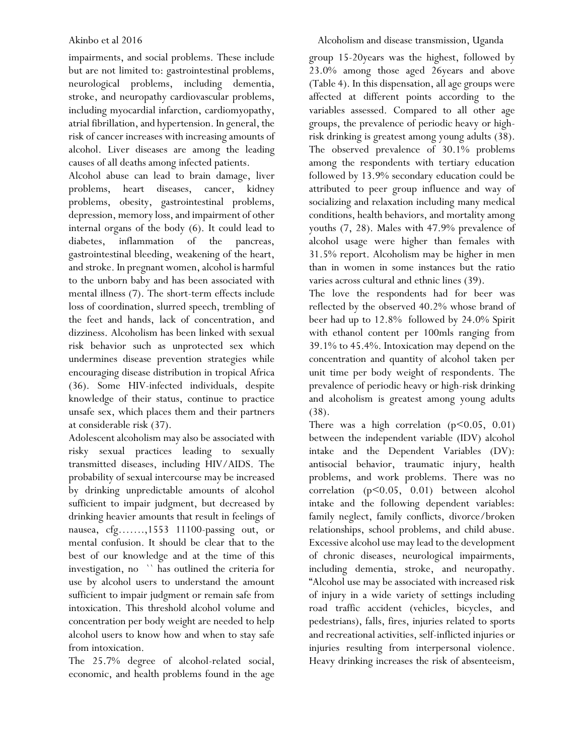impairments, and social problems. These include but are not limited to: gastrointestinal problems, neurological problems, including dementia, stroke, and neuropathy cardiovascular problems, including myocardial infarction, cardiomyopathy, atrial fibrillation, and hypertension. In general, the risk of cancer increases with increasing amounts of alcohol. Liver diseases are among the leading causes of all deaths among infected patients.

Alcohol abuse can lead to brain damage, liver problems, heart diseases, cancer, kidney problems, obesity, gastrointestinal problems, depression, memory loss, and impairment of other internal organs of the body (6). It could lead to diabetes, inflammation of the pancreas, gastrointestinal bleeding, weakening of the heart, and stroke. In pregnant women, alcohol is harmful to the unborn baby and has been associated with mental illness (7). The short-term effects include loss of coordination, slurred speech, trembling of the feet and hands, lack of concentration, and dizziness. Alcoholism has been linked with sexual risk behavior such as unprotected sex which undermines disease prevention strategies while encouraging disease distribution in tropical Africa (36). Some HIV-infected individuals, despite knowledge of their status, continue to practice unsafe sex, which places them and their partners at considerable risk (37).

Adolescent alcoholism may also be associated with risky sexual practices leading to sexually transmitted diseases, including HIV/AIDS. The probability of sexual intercourse may be increased by drinking unpredictable amounts of alcohol sufficient to impair judgment, but decreased by drinking heavier amounts that result in feelings of nausea, cfg.......,1553 11100-passing out, or mental confusion. It should be clear that to the best of our knowledge and at the time of this investigation, no `` has outlined the criteria for use by alcohol users to understand the amount sufficient to impair judgment or remain safe from intoxication. This threshold alcohol volume and concentration per body weight are needed to help alcohol users to know how and when to stay safe from intoxication.

The 25.7% degree of alcohol-related social, economic, and health problems found in the age group 15-20years was the highest, followed by 23.0% among those aged 26years and above (Table 4). In this dispensation, all age groups were affected at different points according to the variables assessed. Compared to all other age groups, the prevalence of periodic heavy or high-risk drinking is greatest among young adults (38). The observed prevalence of 30.1% problems among the respondents with tertiary education followed by 13.9% secondary education could be attributed to peer group influence and way of socializing and relaxation including many medical conditions, health behaviors, and mortality among youths (7, 28). Males with 47.9% prevalence of alcohol usage were higher than females with 31.5% report. Alcoholism may be higher in men than in women in some instances but the ratio varies across cultural and ethnic lines (39).

The love the respondents had for beer was reflected by the observed 40.2% whose brand of beer had up to 12.8% followed by 24.0% Spirit with ethanol content per 100mls ranging from 39.1% to 45.4%. Intoxication may depend on the concentration and quantity of alcohol taken per unit time per body weight of respondents. The prevalence of periodic heavy or high-risk drinking and alcoholism is greatest among young adults (38).

There was a high correlation ($p<0.05$, 0.01) between the independent variable (IDV) alcohol intake and the Dependent Variables (DV): antisocial behavior, traumatic injury, health problems, and work problems. There was no correlation ($p<0.05$, 0.01) between alcohol intake and the following dependent variables: family neglect, family conflicts, divorce/broken relationships, school problems, and child abuse. Excessive alcohol use may lead to the development of chronic diseases, neurological impairments, including dementia, stroke, and neuropathy. "Alcohol use may be associated with increased risk of injury in a wide variety of settings including road traffic accident (vehicles, bicycles, and pedestrians), falls, fires, injuries related to sports and recreational activities, self-inflicted injuries or injuries resulting from interpersonal violence. Heavy drinking increases the risk of absenteeism,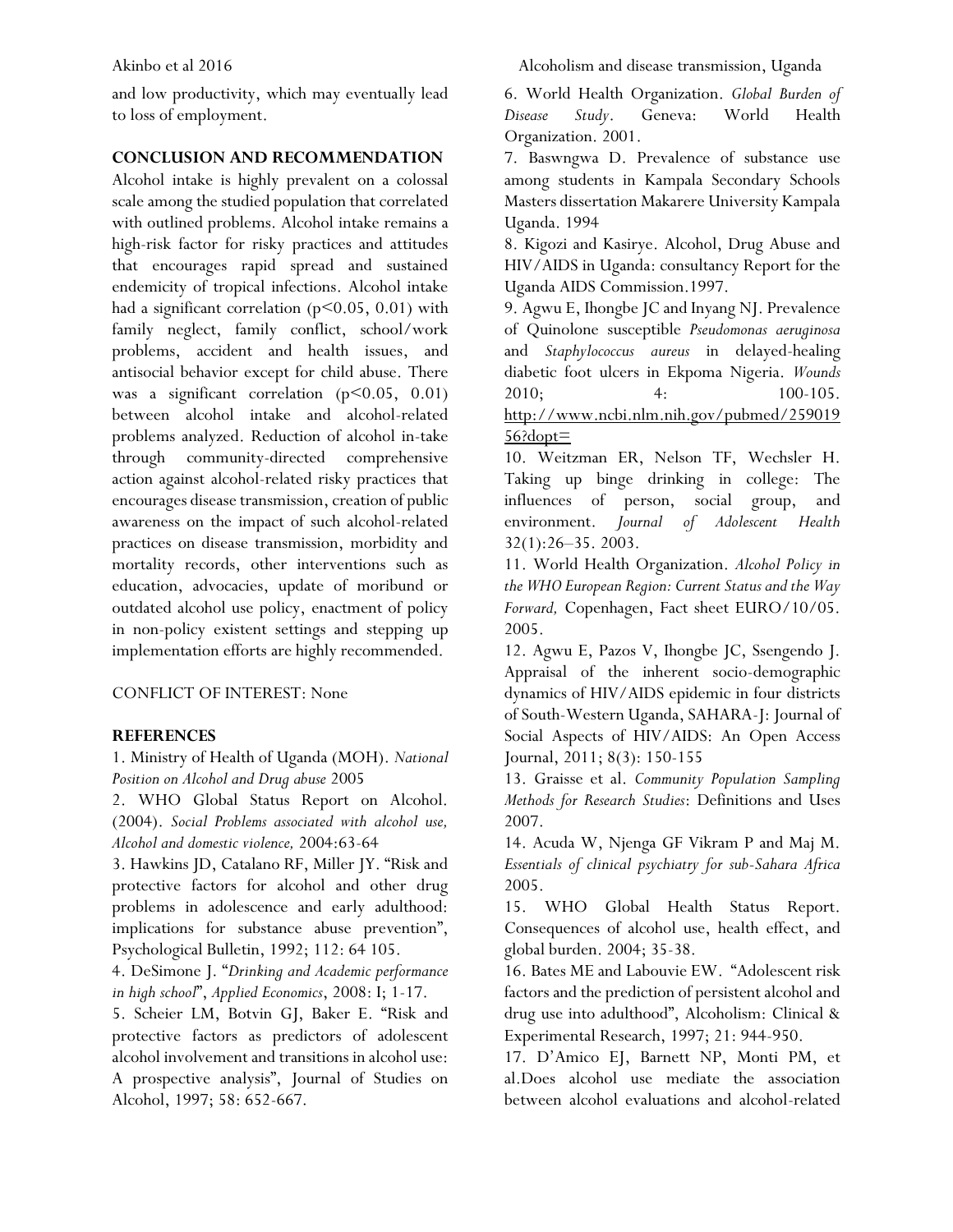and low productivity, which may eventually lead to loss of employment.

## CONCLUSION AND RECOMMENDATION

Alcohol intake is highly prevalent on a colossal scale among the studied population that correlated with outlined problems. Alcohol intake remains a high-risk factor for risky practices and attitudes that encourages rapid spread and sustained endemicity of tropical infections. Alcohol intake had a significant correlation ($p<0.05$, 0.01) with family neglect, family conflict, school/work problems, accident and health issues, and antisocial behavior except for child abuse. There was a significant correlation ($p<0.05$, 0.01) between alcohol intake and alcohol-related problems analyzed. Reduction of alcohol in-take through community-directed comprehensive action against alcohol-related risky practices that encourages disease transmission, creation of public awareness on the impact of such alcohol-related practices on disease transmission, morbidity and mortality records, other interventions such as education, advocacies, update of moribund or outdated alcohol use policy, enactment of policy in non-policy existent settings and stepping up implementation efforts are highly recommended.

CONFLICT OF INTEREST: None

## REFERENCES

1. Ministry of Health of Uganda (MOH). *National Position on Alcohol and Drug abuse* 2005
2. WHO Global Status Report on Alcohol. (2004). *Social Problems associated with alcohol use, Alcohol and domestic violence,* 2004:63-64
3. Hawkins JD, Catalano RF, Miller JY. "Risk and protective factors for alcohol and other drug problems in adolescence and early adulthood: implications for substance abuse prevention", Psychological Bulletin, 1992; 112: 64 105.
4. DeSimone J. "*Drinking and Academic performance in high school*", *Applied Economics*, 2008: I; 1-17.
5. Scheier LM, Botvin GJ, Baker E. "Risk and protective factors as predictors of adolescent alcohol involvement and transitions in alcohol use: A prospective analysis", Journal of Studies on Alcohol, 1997; 58: 652-667.
6. World Health Organization. *Global Burden of Disease Study*. Geneva: World Health Organization. 2001.
7. Baswngwa D. Prevalence of substance use among students in Kampala Secondary Schools Masters dissertation Makarere University Kampala Uganda. 1994
8. Kigozi and Kasirye. Alcohol, Drug Abuse and HIV/AIDS in Uganda: consultancy Report for the Uganda AIDS Commission.1997.
9. Agwu E, Ihongbe JC and Inyang NJ. Prevalence of Quinolone susceptible *Pseudomonas aeruginosa* and *Staphylococcus aureus* in delayed-healing diabetic foot ulcers in Ekpoma Nigeria. *Wounds* 2010; 4: 100-105. http://www.ncbi.nlm.nih.gov/pubmed/25901956?dopt=
10. Weitzman ER, Nelson TF, Wechsler H. Taking up binge drinking in college: The influences of person, social group, and environment. *Journal of Adolescent Health* 32(1):26–35. 2003.
11. World Health Organization. *Alcohol Policy in the WHO European Region: Current Status and the Way Forward,* Copenhagen, Fact sheet EURO/10/05. 2005.
12. Agwu E, Pazos V, Ihongbe JC, Ssengendo J. Appraisal of the inherent socio-demographic dynamics of HIV/AIDS epidemic in four districts of South-Western Uganda, SAHARA-J: Journal of Social Aspects of HIV/AIDS: An Open Access Journal, 2011; 8(3): 150-155
13. Graisse et al. *Community Population Sampling Methods for Research Studies*: Definitions and Uses 2007.
14. Acuda W, Njenga GF Vikram P and Maj M. *Essentials of clinical psychiatry for sub-Sahara Africa* 2005.
15. WHO Global Health Status Report. Consequences of alcohol use, health effect, and global burden. 2004; 35-38.
16. Bates ME and Labouvie EW. "Adolescent risk factors and the prediction of persistent alcohol and drug use into adulthood", Alcoholism: Clinical & Experimental Research, 1997; 21: 944-950.
17. D'Amico EJ, Barnett NP, Monti PM, et al.Does alcohol use mediate the association between alcohol evaluations and alcohol-related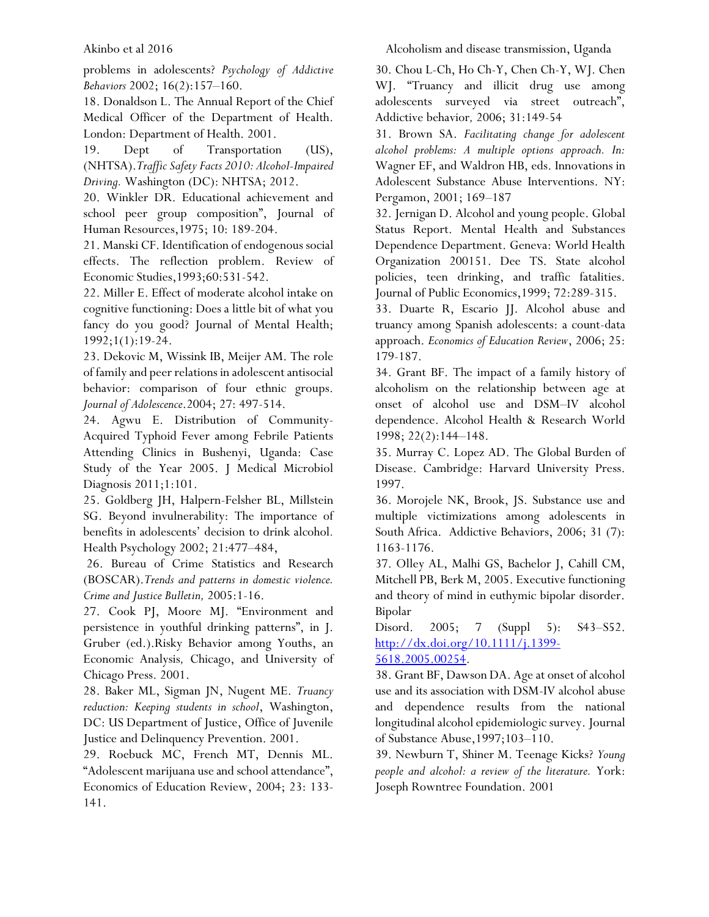problems in adolescents? *Psychology of Addictive Behaviors* 2002; 16(2):157–160.

18. Donaldson L. The Annual Report of the Chief Medical Officer of the Department of Health. London: Department of Health. 2001.

19. Dept of Transportation (US), (NHTSA).*Traffic Safety Facts 2010: Alcohol-Impaired Driving.* Washington (DC): NHTSA; 2012.

20. Winkler DR. Educational achievement and school peer group composition", Journal of Human Resources,1975; 10: 189-204.

21. Manski CF. Identification of endogenous social effects. The reflection problem. Review of Economic Studies,1993;60:531-542.

22. Miller E. Effect of moderate alcohol intake on cognitive functioning: Does a little bit of what you fancy do you good? Journal of Mental Health; 1992;1(1):19-24.

23. Dekovic M, Wissink IB, Meijer AM. The role of family and peer relations in adolescent antisocial behavior: comparison of four ethnic groups. *Journal of Adolescence*.2004; 27: 497-514.

24. Agwu E. Distribution of Community-Acquired Typhoid Fever among Febrile Patients Attending Clinics in Bushenyi, Uganda: Case Study of the Year 2005. J Medical Microbiol Diagnosis 2011;1:101.

25. Goldberg JH, Halpern-Felsher BL, Millstein SG. Beyond invulnerability: The importance of benefits in adolescents' decision to drink alcohol. Health Psychology 2002; 21:477–484,

26. Bureau of Crime Statistics and Research (BOSCAR).*Trends and patterns in domestic violence. Crime and Justice Bulletin,* 2005:1-16.

27. Cook PJ, Moore MJ. "Environment and persistence in youthful drinking patterns", in J. Gruber (ed.).Risky Behavior among Youths, an Economic Analysis*,* Chicago, and University of Chicago Press. 2001.

28. Baker ML, Sigman JN, Nugent ME. *Truancy reduction: Keeping students in school*, Washington, DC: US Department of Justice, Office of Juvenile Justice and Delinquency Prevention. 2001.

29. Roebuck MC, French MT, Dennis ML. "Adolescent marijuana use and school attendance", Economics of Education Review, 2004; 23: 133-141.

30. Chou L-Ch, Ho Ch-Y, Chen Ch-Y, WJ. Chen WJ. "Truancy and illicit drug use among adolescents surveyed via street outreach", Addictive behavior*,* 2006; 31:149-54

31. Brown SA. *Facilitating change for adolescent alcohol problems: A multiple options approach. In:* Wagner EF, and Waldron HB, eds. Innovations in Adolescent Substance Abuse Interventions. NY: Pergamon, 2001; 169–187

32. Jernigan D. Alcohol and young people. Global Status Report. Mental Health and Substances Dependence Department. Geneva: World Health Organization 200151. Dee TS. State alcohol policies, teen drinking, and traffic fatalities. Journal of Public Economics,1999; 72:289-315.

33. Duarte R, Escario JJ. Alcohol abuse and truancy among Spanish adolescents: a count-data approach. *Economics of Education Review*, 2006; 25: 179-187.

34. Grant BF. The impact of a family history of alcoholism on the relationship between age at onset of alcohol use and DSM–IV alcohol dependence. Alcohol Health & Research World 1998; 22(2):144–148.

35. Murray C. Lopez AD. The Global Burden of Disease. Cambridge: Harvard University Press. 1997.

36. Morojele NK, Brook, JS. Substance use and multiple victimizations among adolescents in South Africa. Addictive Behaviors, 2006; 31 (7): 1163-1176.

37. Olley AL, Malhi GS, Bachelor J, Cahill CM, Mitchell PB, Berk M, 2005. Executive functioning and theory of mind in euthymic bipolar disorder. Bipolar Disord. 2005; 7 (Suppl 5): S43–S52. http://dx.doi.org/10.1111/j.1399-5618.2005.00254.

38. Grant BF, Dawson DA. Age at onset of alcohol use and its association with DSM-IV alcohol abuse and dependence results from the national longitudinal alcohol epidemiologic survey. Journal of Substance Abuse,1997;103–110.

39. Newburn T, Shiner M. Teenage Kicks? *Young people and alcohol: a review of the literature.* York: Joseph Rowntree Foundation. 2001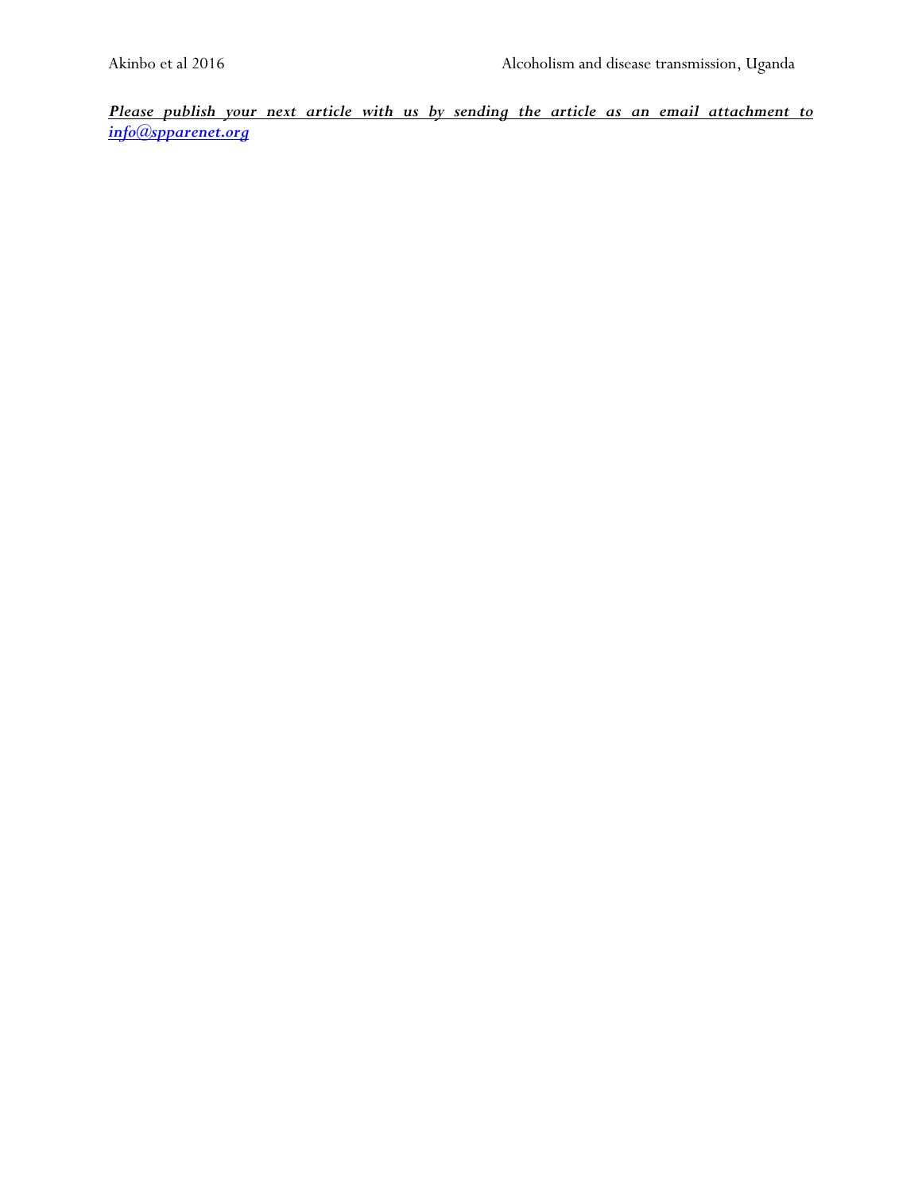***Please publish your next article with us by sending the article as an email attachment to info@spparenet.org***